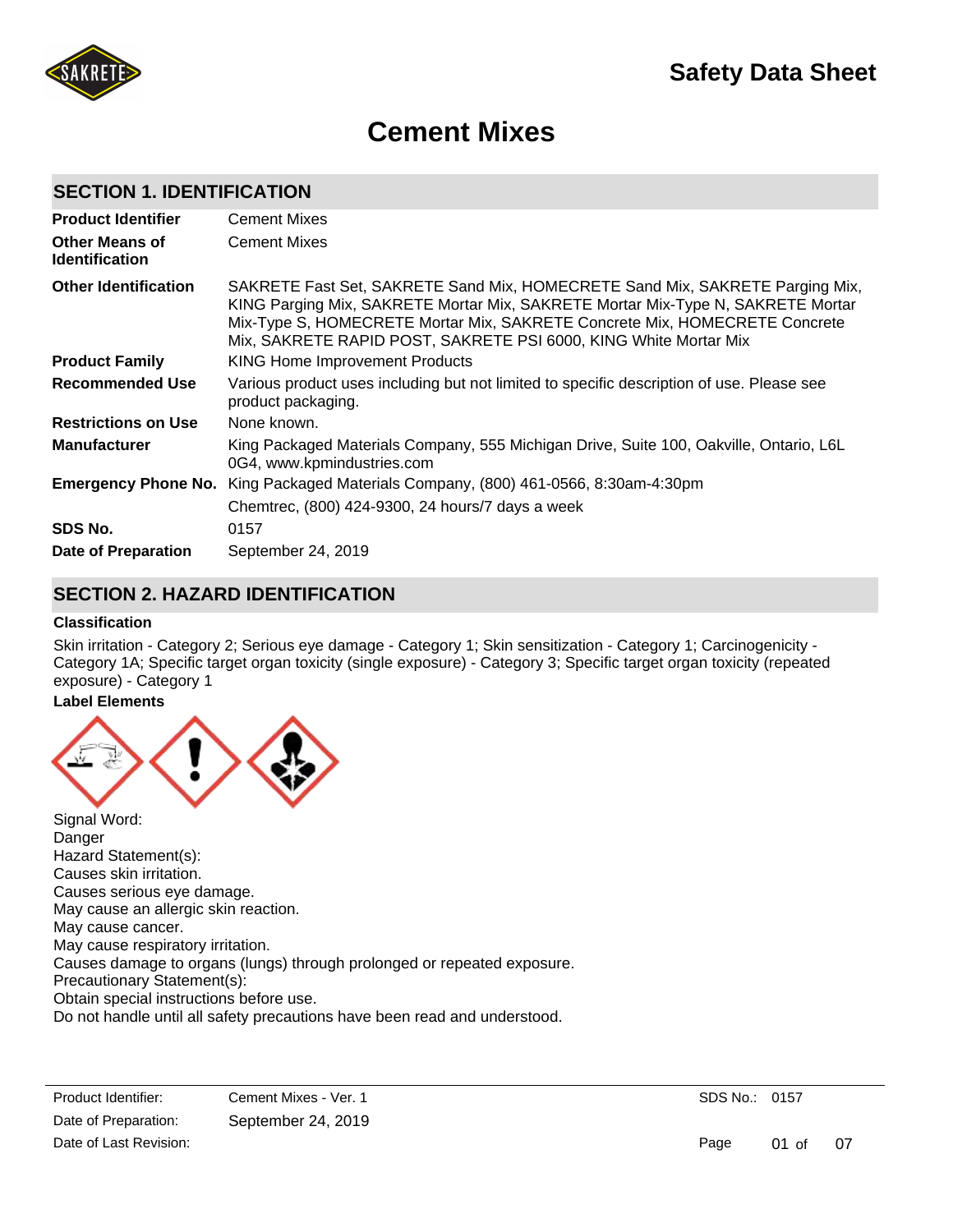# Safety Data Sheet

# Cement Mixes

## SECTION 1. IDENTIFICATION

| | |
|---|---|
| **Product Identifier** | Cement Mixes |
| **Other Means of Identification** | Cement Mixes |
| **Other Identification** | SAKRETE Fast Set, SAKRETE Sand Mix, HOMECRETE Sand Mix, SAKRETE Parging Mix, KING Parging Mix, SAKRETE Mortar Mix, SAKRETE Mortar Mix-Type N, SAKRETE Mortar Mix-Type S, HOMECRETE Mortar Mix, SAKRETE Concrete Mix, HOMECRETE Concrete Mix, SAKRETE RAPID POST, SAKRETE PSI 6000, KING White Mortar Mix |
| **Product Family** | KING Home Improvement Products |
| **Recommended Use** | Various product uses including but not limited to specific description of use. Please see product packaging. |
| **Restrictions on Use** | None known. |
| **Manufacturer** | King Packaged Materials Company, 555 Michigan Drive, Suite 100, Oakville, Ontario, L6L 0G4, www.kpmindustries.com |
| **Emergency Phone No.** | King Packaged Materials Company, (800) 461-0566, 8:30am-4:30pm |
| | Chemtrec, (800) 424-9300, 24 hours/7 days a week |
| **SDS No.** | 0157 |
| **Date of Preparation** | September 24, 2019 |

## SECTION 2. HAZARD IDENTIFICATION

### Classification

Skin irritation - Category 2; Serious eye damage - Category 1; Skin sensitization - Category 1; Carcinogenicity - Category 1A; Specific target organ toxicity (single exposure) - Category 3; Specific target organ toxicity (repeated exposure) - Category 1

### Label Elements

Signal Word:
Danger
Hazard Statement(s):
Causes skin irritation.
Causes serious eye damage.
May cause an allergic skin reaction.
May cause cancer.
May cause respiratory irritation.
Causes damage to organs (lungs) through prolonged or repeated exposure.
Precautionary Statement(s):
Obtain special instructions before use.
Do not handle until all safety precautions have been read and understood.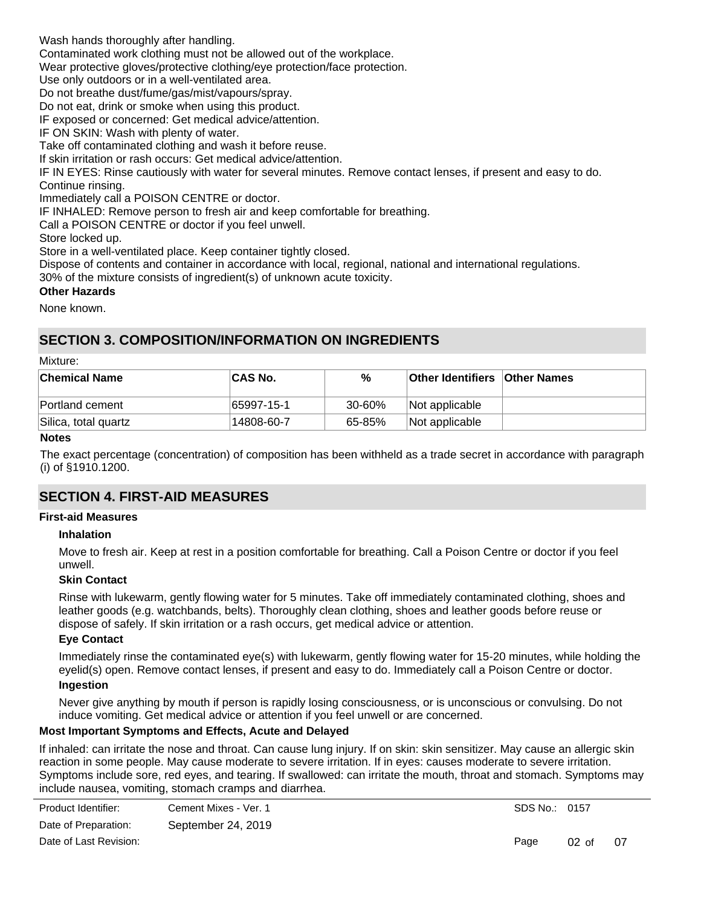Wash hands thoroughly after handling.
Contaminated work clothing must not be allowed out of the workplace.
Wear protective gloves/protective clothing/eye protection/face protection.
Use only outdoors or in a well-ventilated area.
Do not breathe dust/fume/gas/mist/vapours/spray.
Do not eat, drink or smoke when using this product.
IF exposed or concerned: Get medical advice/attention.
IF ON SKIN: Wash with plenty of water.
Take off contaminated clothing and wash it before reuse.
If skin irritation or rash occurs: Get medical advice/attention.
IF IN EYES: Rinse cautiously with water for several minutes. Remove contact lenses, if present and easy to do. Continue rinsing.
Immediately call a POISON CENTRE or doctor.
IF INHALED: Remove person to fresh air and keep comfortable for breathing.
Call a POISON CENTRE or doctor if you feel unwell.
Store locked up.
Store in a well-ventilated place. Keep container tightly closed.
Dispose of contents and container in accordance with local, regional, national and international regulations.
30% of the mixture consists of ingredient(s) of unknown acute toxicity.

**Other Hazards**

None known.

## SECTION 3. COMPOSITION/INFORMATION ON INGREDIENTS

Mixture:

| Chemical Name | CAS No. | % | Other Identifiers | Other Names |
|---|---|---|---|---|
| Portland cement | 65997-15-1 | 30-60% | Not applicable | |
| Silica, total quartz | 14808-60-7 | 65-85% | Not applicable | |

**Notes**

The exact percentage (concentration) of composition has been withheld as a trade secret in accordance with paragraph (i) of §1910.1200.

## SECTION 4. FIRST-AID MEASURES

**First-aid Measures**

**Inhalation**

Move to fresh air. Keep at rest in a position comfortable for breathing. Call a Poison Centre or doctor if you feel unwell.

**Skin Contact**

Rinse with lukewarm, gently flowing water for 5 minutes. Take off immediately contaminated clothing, shoes and leather goods (e.g. watchbands, belts). Thoroughly clean clothing, shoes and leather goods before reuse or dispose of safely. If skin irritation or a rash occurs, get medical advice or attention.

**Eye Contact**

Immediately rinse the contaminated eye(s) with lukewarm, gently flowing water for 15-20 minutes, while holding the eyelid(s) open. Remove contact lenses, if present and easy to do. Immediately call a Poison Centre or doctor.

**Ingestion**

Never give anything by mouth if person is rapidly losing consciousness, or is unconscious or convulsing. Do not induce vomiting. Get medical advice or attention if you feel unwell or are concerned.

**Most Important Symptoms and Effects, Acute and Delayed**

If inhaled: can irritate the nose and throat. Can cause lung injury. If on skin: skin sensitizer. May cause an allergic skin reaction in some people. May cause moderate to severe irritation. If in eyes: causes moderate to severe irritation. Symptoms include sore, red eyes, and tearing. If swallowed: can irritate the mouth, throat and stomach. Symptoms may include nausea, vomiting, stomach cramps and diarrhea.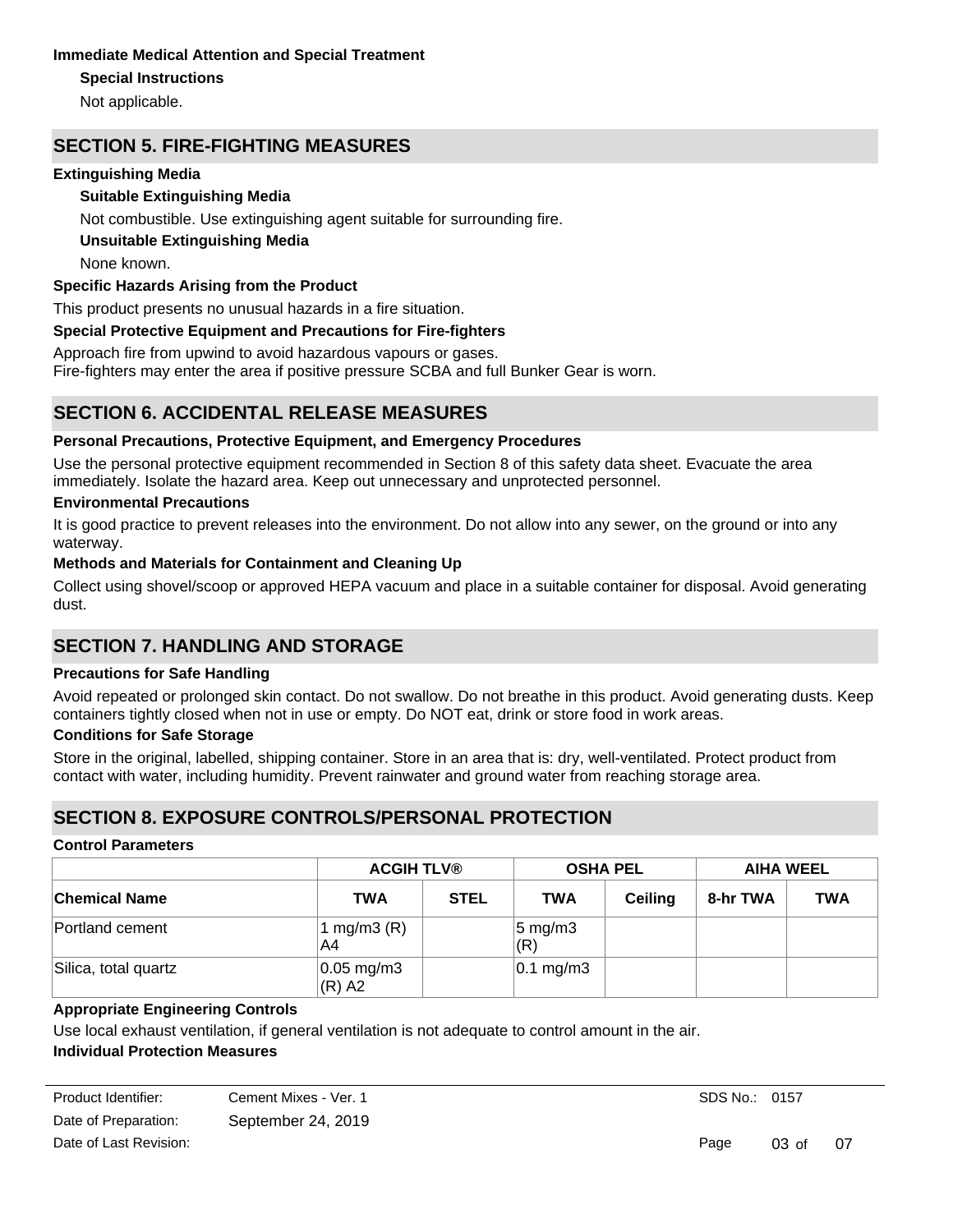**Immediate Medical Attention and Special Treatment**

**Special Instructions**

Not applicable.

## SECTION 5. FIRE-FIGHTING MEASURES

**Extinguishing Media**

**Suitable Extinguishing Media**

Not combustible. Use extinguishing agent suitable for surrounding fire.

**Unsuitable Extinguishing Media**

None known.

**Specific Hazards Arising from the Product**

This product presents no unusual hazards in a fire situation.

**Special Protective Equipment and Precautions for Fire-fighters**

Approach fire from upwind to avoid hazardous vapours or gases.
Fire-fighters may enter the area if positive pressure SCBA and full Bunker Gear is worn.

## SECTION 6. ACCIDENTAL RELEASE MEASURES

**Personal Precautions, Protective Equipment, and Emergency Procedures**

Use the personal protective equipment recommended in Section 8 of this safety data sheet. Evacuate the area immediately. Isolate the hazard area. Keep out unnecessary and unprotected personnel.

**Environmental Precautions**

It is good practice to prevent releases into the environment. Do not allow into any sewer, on the ground or into any waterway.

**Methods and Materials for Containment and Cleaning Up**

Collect using shovel/scoop or approved HEPA vacuum and place in a suitable container for disposal. Avoid generating dust.

## SECTION 7. HANDLING AND STORAGE

**Precautions for Safe Handling**

Avoid repeated or prolonged skin contact. Do not swallow. Do not breathe in this product. Avoid generating dusts. Keep containers tightly closed when not in use or empty. Do NOT eat, drink or store food in work areas.

**Conditions for Safe Storage**

Store in the original, labelled, shipping container. Store in an area that is: dry, well-ventilated. Protect product from contact with water, including humidity. Prevent rainwater and ground water from reaching storage area.

## SECTION 8. EXPOSURE CONTROLS/PERSONAL PROTECTION

**Control Parameters**

| | ACGIH TLV® | | OSHA PEL | | AIHA WEEL | |
|---|---|---|---|---|---|---|
| **Chemical Name** | **TWA** | **STEL** | **TWA** | **Ceiling** | **8-hr TWA** | **TWA** |
| Portland cement | 1 mg/m3 (R) A4 | | 5 mg/m3 (R) | | | |
| Silica, total quartz | 0.05 mg/m3 (R) A2 | | 0.1 mg/m3 | | | |

**Appropriate Engineering Controls**

Use local exhaust ventilation, if general ventilation is not adequate to control amount in the air.

**Individual Protection Measures**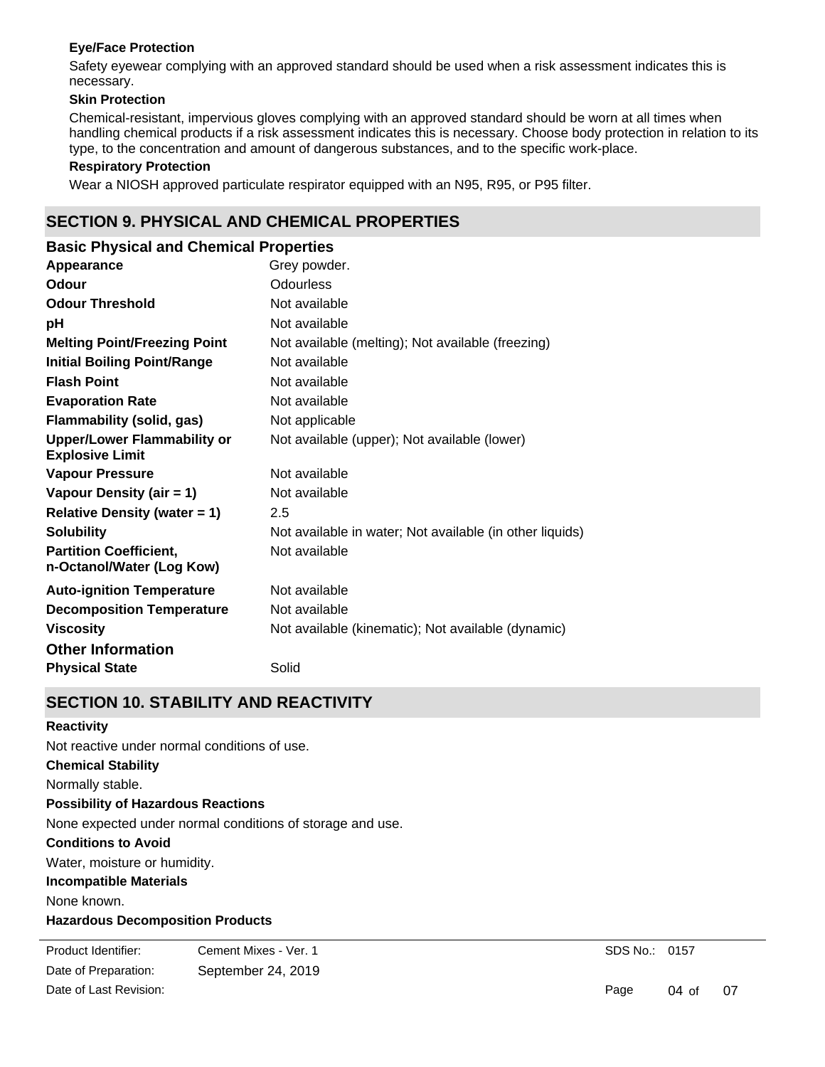#### Eye/Face Protection

Safety eyewear complying with an approved standard should be used when a risk assessment indicates this is necessary.

#### Skin Protection

Chemical-resistant, impervious gloves complying with an approved standard should be worn at all times when handling chemical products if a risk assessment indicates this is necessary. Choose body protection in relation to its type, to the concentration and amount of dangerous substances, and to the specific work-place.

#### Respiratory Protection

Wear a NIOSH approved particulate respirator equipped with an N95, R95, or P95 filter.

## SECTION 9. PHYSICAL AND CHEMICAL PROPERTIES

### Basic Physical and Chemical Properties

| | |
|---|---|
| **Appearance** | Grey powder. |
| **Odour** | Odourless |
| **Odour Threshold** | Not available |
| **pH** | Not available |
| **Melting Point/Freezing Point** | Not available (melting); Not available (freezing) |
| **Initial Boiling Point/Range** | Not available |
| **Flash Point** | Not available |
| **Evaporation Rate** | Not available |
| **Flammability (solid, gas)** | Not applicable |
| **Upper/Lower Flammability or Explosive Limit** | Not available (upper); Not available (lower) |
| **Vapour Pressure** | Not available |
| **Vapour Density (air = 1)** | Not available |
| **Relative Density (water = 1)** | 2.5 |
| **Solubility** | Not available in water; Not available (in other liquids) |
| **Partition Coefficient, n-Octanol/Water (Log Kow)** | Not available |
| **Auto-ignition Temperature** | Not available |
| **Decomposition Temperature** | Not available |
| **Viscosity** | Not available (kinematic); Not available (dynamic) |

### Other Information

| | |
|---|---|
| **Physical State** | Solid |

## SECTION 10. STABILITY AND REACTIVITY

#### Reactivity

Not reactive under normal conditions of use.

#### Chemical Stability

Normally stable.

#### Possibility of Hazardous Reactions

None expected under normal conditions of storage and use.

#### Conditions to Avoid

Water, moisture or humidity.

#### Incompatible Materials

None known.

#### Hazardous Decomposition Products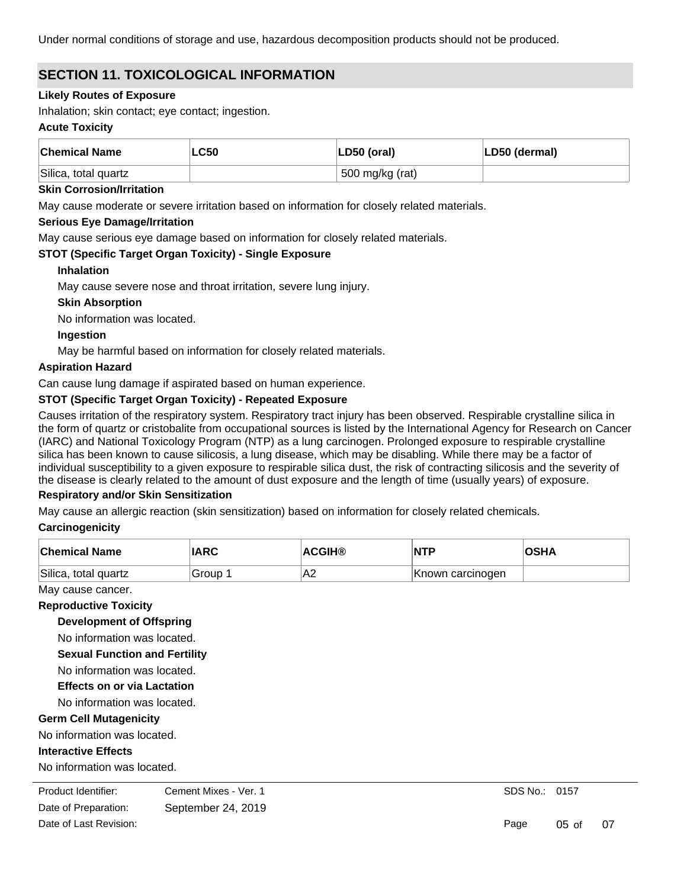Under normal conditions of storage and use, hazardous decomposition products should not be produced.

## SECTION 11. TOXICOLOGICAL INFORMATION

**Likely Routes of Exposure**

Inhalation; skin contact; eye contact; ingestion.

**Acute Toxicity**

| Chemical Name | LC50 | LD50 (oral) | LD50 (dermal) |
|---|---|---|---|
| Silica, total quartz | | 500 mg/kg (rat) | |

**Skin Corrosion/Irritation**

May cause moderate or severe irritation based on information for closely related materials.

**Serious Eye Damage/Irritation**

May cause serious eye damage based on information for closely related materials.

**STOT (Specific Target Organ Toxicity) - Single Exposure**

**Inhalation**

May cause severe nose and throat irritation, severe lung injury.

**Skin Absorption**

No information was located.

**Ingestion**

May be harmful based on information for closely related materials.

**Aspiration Hazard**

Can cause lung damage if aspirated based on human experience.

**STOT (Specific Target Organ Toxicity) - Repeated Exposure**

Causes irritation of the respiratory system. Respiratory tract injury has been observed. Respirable crystalline silica in the form of quartz or cristobalite from occupational sources is listed by the International Agency for Research on Cancer (IARC) and National Toxicology Program (NTP) as a lung carcinogen. Prolonged exposure to respirable crystalline silica has been known to cause silicosis, a lung disease, which may be disabling. While there may be a factor of individual susceptibility to a given exposure to respirable silica dust, the risk of contracting silicosis and the severity of the disease is clearly related to the amount of dust exposure and the length of time (usually years) of exposure.

**Respiratory and/or Skin Sensitization**

May cause an allergic reaction (skin sensitization) based on information for closely related chemicals.

**Carcinogenicity**

| Chemical Name | IARC | ACGIH® | NTP | OSHA |
|---|---|---|---|---|
| Silica, total quartz | Group 1 | A2 | Known carcinogen | |

May cause cancer.

**Reproductive Toxicity**

**Development of Offspring**

No information was located.

**Sexual Function and Fertility**

No information was located.

**Effects on or via Lactation**

No information was located.

**Germ Cell Mutagenicity**

No information was located.

**Interactive Effects**

No information was located.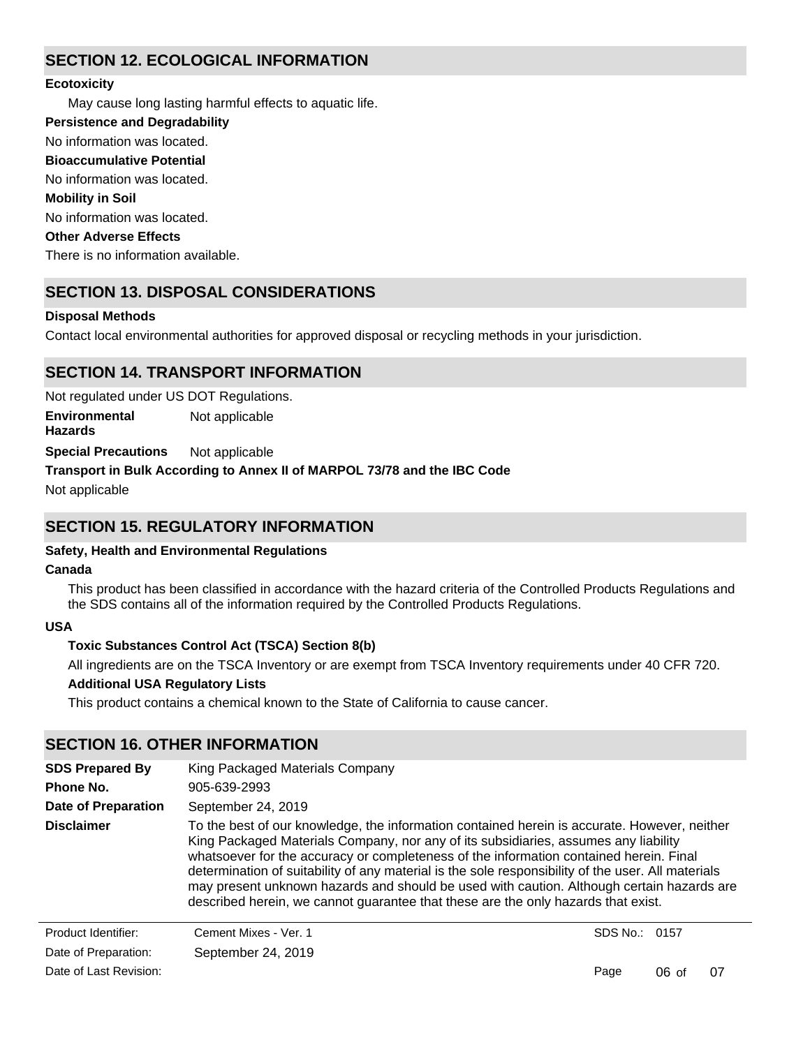## SECTION 12. ECOLOGICAL INFORMATION

**Ecotoxicity**

May cause long lasting harmful effects to aquatic life.

**Persistence and Degradability**

No information was located.

**Bioaccumulative Potential**

No information was located.

**Mobility in Soil**

No information was located.

**Other Adverse Effects**

There is no information available.

## SECTION 13. DISPOSAL CONSIDERATIONS

**Disposal Methods**

Contact local environmental authorities for approved disposal or recycling methods in your jurisdiction.

## SECTION 14. TRANSPORT INFORMATION

Not regulated under US DOT Regulations.

**Environmental Hazards** Not applicable

**Special Precautions** Not applicable

**Transport in Bulk According to Annex II of MARPOL 73/78 and the IBC Code**

Not applicable

## SECTION 15. REGULATORY INFORMATION

**Safety, Health and Environmental Regulations**

**Canada**

This product has been classified in accordance with the hazard criteria of the Controlled Products Regulations and the SDS contains all of the information required by the Controlled Products Regulations.

**USA**

**Toxic Substances Control Act (TSCA) Section 8(b)**

All ingredients are on the TSCA Inventory or are exempt from TSCA Inventory requirements under 40 CFR 720.

**Additional USA Regulatory Lists**

This product contains a chemical known to the State of California to cause cancer.

## SECTION 16. OTHER INFORMATION

**SDS Prepared By** King Packaged Materials Company

**Phone No.** 905-639-2993

**Date of Preparation** September 24, 2019

**Disclaimer** To the best of our knowledge, the information contained herein is accurate. However, neither King Packaged Materials Company, nor any of its subsidiaries, assumes any liability whatsoever for the accuracy or completeness of the information contained herein. Final determination of suitability of any material is the sole responsibility of the user. All materials may present unknown hazards and should be used with caution. Although certain hazards are described herein, we cannot guarantee that these are the only hazards that exist.